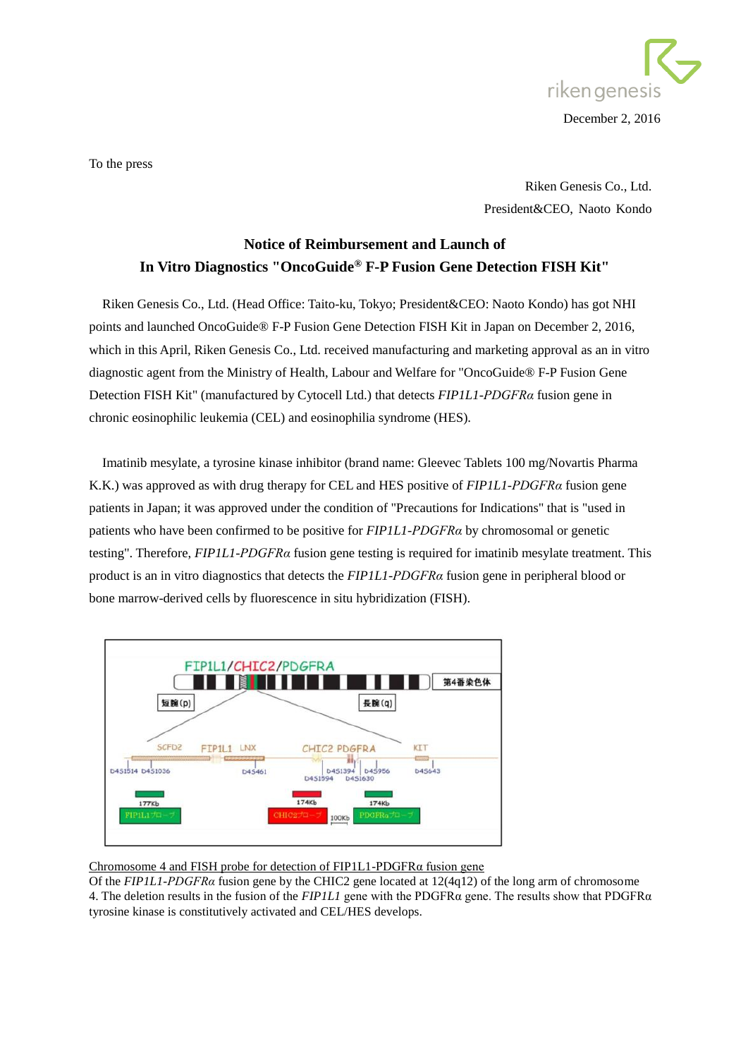riken genesis

December 2, 2016

To the press

Riken Genesis Co., Ltd.
President&CEO, Naoto Kondo

## Notice of Reimbursement and Launch of In Vitro Diagnostics "OncoGuide® F-P Fusion Gene Detection FISH Kit"

Riken Genesis Co., Ltd. (Head Office: Taito-ku, Tokyo; President&CEO: Naoto Kondo) has got NHI points and launched OncoGuide® F-P Fusion Gene Detection FISH Kit in Japan on December 2, 2016, which in this April, Riken Genesis Co., Ltd. received manufacturing and marketing approval as an in vitro diagnostic agent from the Ministry of Health, Labour and Welfare for "OncoGuide® F-P Fusion Gene Detection FISH Kit" (manufactured by Cytocell Ltd.) that detects *FIP1L1-PDGFRα* fusion gene in chronic eosinophilic leukemia (CEL) and eosinophilia syndrome (HES).

Imatinib mesylate, a tyrosine kinase inhibitor (brand name: Gleevec Tablets 100 mg/Novartis Pharma K.K.) was approved as with drug therapy for CEL and HES positive of *FIP1L1-PDGFRα* fusion gene patients in Japan; it was approved under the condition of "Precautions for Indications" that is "used in patients who have been confirmed to be positive for *FIP1L1-PDGFRα* by chromosomal or genetic testing". Therefore, *FIP1L1-PDGFRα* fusion gene testing is required for imatinib mesylate treatment. This product is an in vitro diagnostics that detects the *FIP1L1-PDGFRα* fusion gene in peripheral blood or bone marrow-derived cells by fluorescence in situ hybridization (FISH).

FIP1L1/CHIC2/PDGFRA
第4番染色体
短腕(p)
長腕(q)
SCFD2
FIP1L1
LNX
CHIC2
PDGFRA
KIT
D4S1514
D4S1036
D4S461
D4S1394
D4S956
D4S1594
D4S1630
D4S643
177Kb
174Kb
174Kb
FIP1L1プローブ
CHIC2プローブ
100Kb
PDGFRαプローブ

Chromosome 4 and FISH probe for detection of FIP1L1-PDGFRα fusion gene
Of the *FIP1L1-PDGFRα* fusion gene by the CHIC2 gene located at 12(4q12) of the long arm of chromosome 4. The deletion results in the fusion of the *FIP1L1* gene with the PDGFRα gene. The results show that PDGFRα tyrosine kinase is constitutively activated and CEL/HES develops.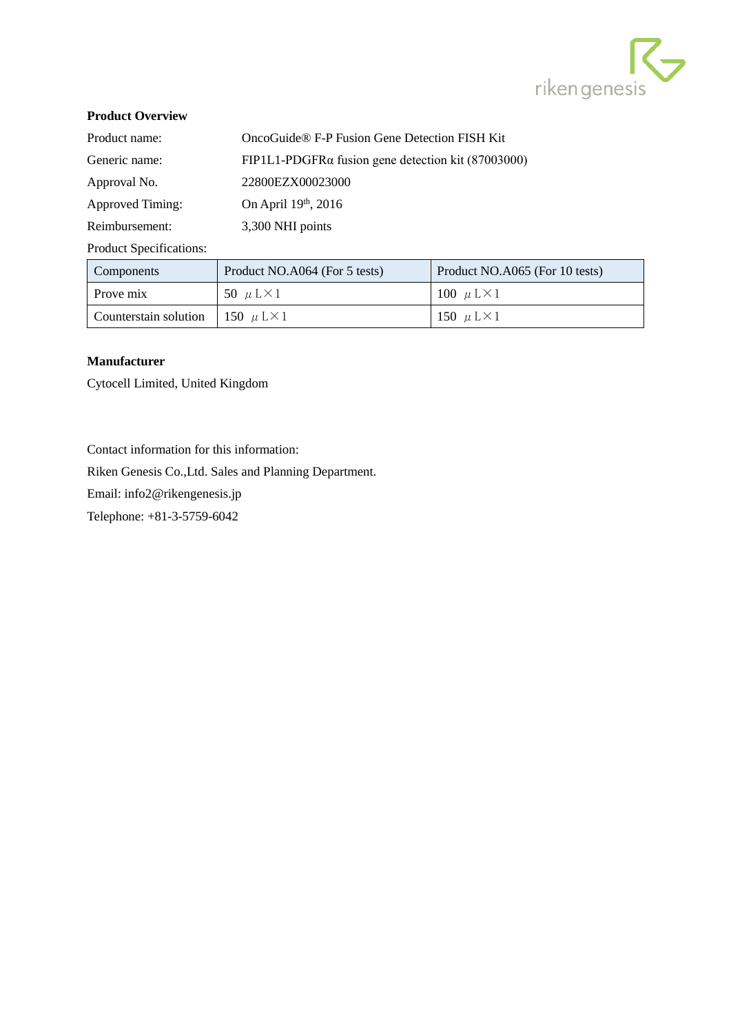**Product Overview**

Product name: OncoGuide® F-P Fusion Gene Detection FISH Kit

Generic name: FIP1L1-PDGFRα fusion gene detection kit (87003000)

Approval No. 22800EZX00023000

Approved Timing: On April 19th, 2016

Reimbursement: 3,300 NHI points

Product Specifications:

| Components | Product NO.A064 (For 5 tests) | Product NO.A065 (For 10 tests) |
| --- | --- | --- |
| Prove mix | 50 μL×1 | 100 μL×1 |
| Counterstain solution | 150 μL×1 | 150 μL×1 |

**Manufacturer**

Cytocell Limited, United Kingdom

Contact information for this information:

Riken Genesis Co.,Ltd. Sales and Planning Department.

Email: info2@rikengenesis.jp

Telephone: +81-3-5759-6042